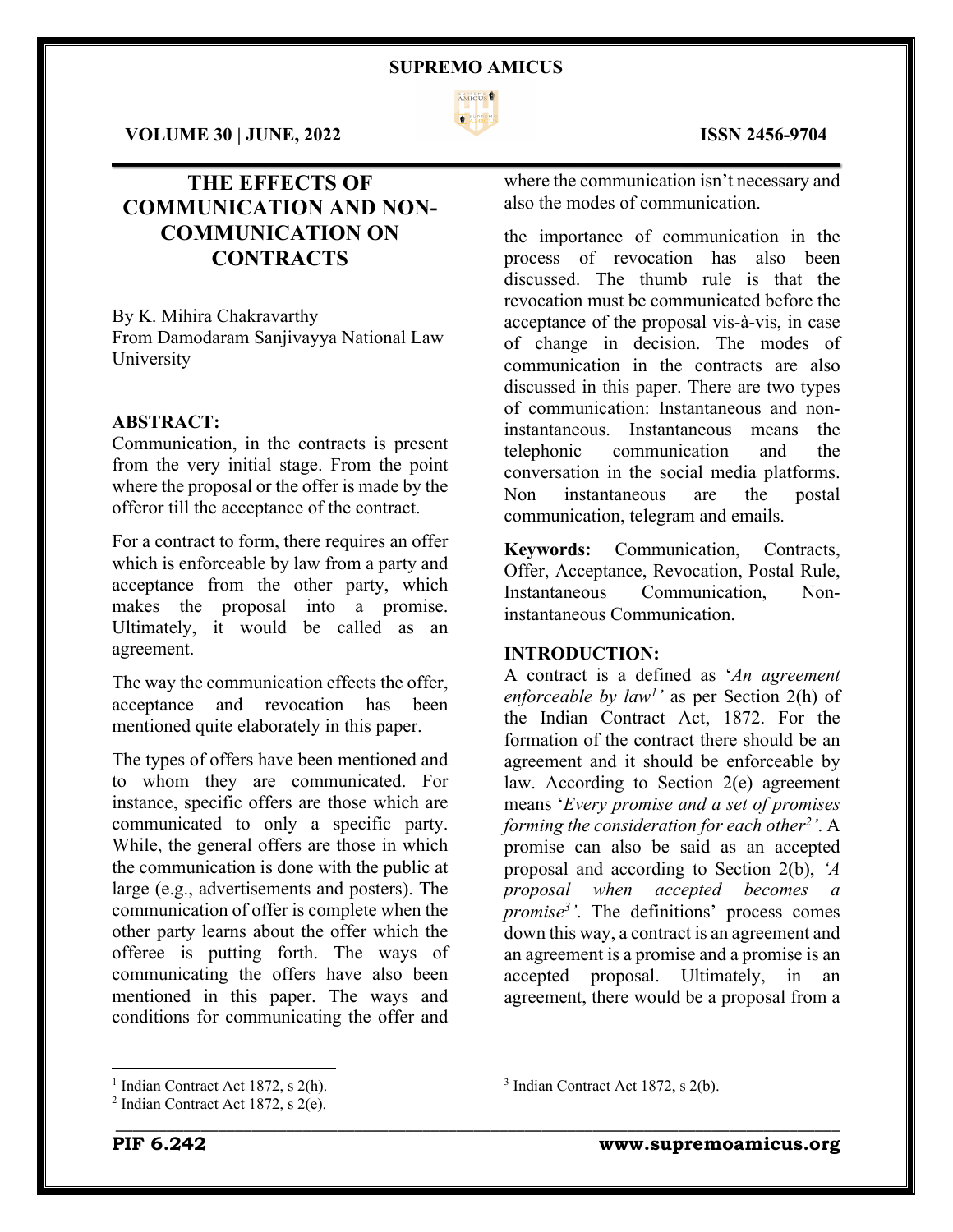# THE EFFECTS OF COMMUNICATION AND NON-COMMUNICATION ON CONTRACTS

By K. Mihira Chakravarthy
From Damodaram Sanjivayya National Law University

## ABSTRACT:

Communication, in the contracts is present from the very initial stage. From the point where the proposal or the offer is made by the offeror till the acceptance of the contract.

For a contract to form, there requires an offer which is enforceable by law from a party and acceptance from the other party, which makes the proposal into a promise. Ultimately, it would be called as an agreement.

The way the communication effects the offer, acceptance and revocation has been mentioned quite elaborately in this paper.

The types of offers have been mentioned and to whom they are communicated. For instance, specific offers are those which are communicated to only a specific party. While, the general offers are those in which the communication is done with the public at large (e.g., advertisements and posters). The communication of offer is complete when the other party learns about the offer which the offeree is putting forth. The ways of communicating the offers have also been mentioned in this paper. The ways and conditions for communicating the offer and where the communication isn't necessary and also the modes of communication.

the importance of communication in the process of revocation has also been discussed. The thumb rule is that the revocation must be communicated before the acceptance of the proposal vis-à-vis, in case of change in decision. The modes of communication in the contracts are also discussed in this paper. There are two types of communication: Instantaneous and non-instantaneous. Instantaneous means the telephonic communication and the conversation in the social media platforms. Non instantaneous are the postal communication, telegram and emails.

**Keywords:** Communication, Contracts, Offer, Acceptance, Revocation, Postal Rule, Instantaneous Communication, Non-instantaneous Communication.

## INTRODUCTION:

A contract is a defined as '*An agreement enforceable by law*[1]' as per Section 2(h) of the Indian Contract Act, 1872. For the formation of the contract there should be an agreement and it should be enforceable by law. According to Section 2(e) agreement means '*Every promise and a set of promises forming the consideration for each other*[2]'. A promise can also be said as an accepted proposal and according to Section 2(b), *'A proposal when accepted becomes a promise*[3]'. The definitions' process comes down this way, a contract is an agreement and an agreement is a promise and a promise is an accepted proposal. Ultimately, in an agreement, there would be a proposal from a

---

[1] Indian Contract Act 1872, s 2(h).
[2] Indian Contract Act 1872, s 2(e).
[3] Indian Contract Act 1872, s 2(b).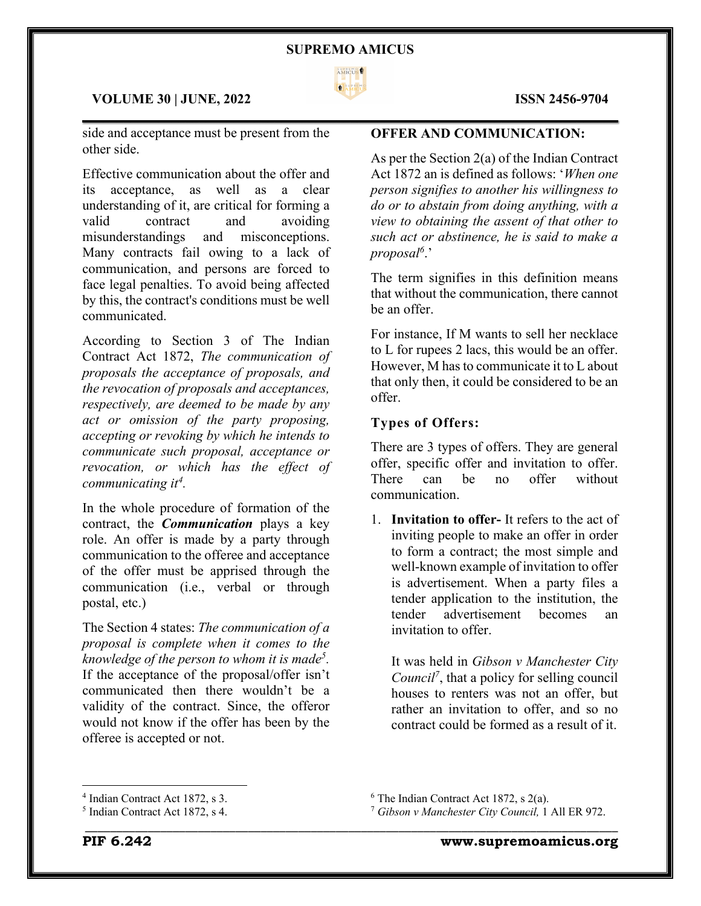side and acceptance must be present from the other side.

Effective communication about the offer and its acceptance, as well as a clear understanding of it, are critical for forming a valid contract and avoiding misunderstandings and misconceptions. Many contracts fail owing to a lack of communication, and persons are forced to face legal penalties. To avoid being affected by this, the contract's conditions must be well communicated.

According to Section 3 of The Indian Contract Act 1872, *The communication of proposals the acceptance of proposals, and the revocation of proposals and acceptances, respectively, are deemed to be made by any act or omission of the party proposing, accepting or revoking by which he intends to communicate such proposal, acceptance or revocation, or which has the effect of communicating it*[4].

In the whole procedure of formation of the contract, the ***Communication*** plays a key role. An offer is made by a party through communication to the offeree and acceptance of the offer must be apprised through the communication (i.e., verbal or through postal, etc.)

The Section 4 states: *The communication of a proposal is complete when it comes to the knowledge of the person to whom it is made*[5]. If the acceptance of the proposal/offer isn't communicated then there wouldn't be a validity of the contract. Since, the offeror would not know if the offer has been by the offeree is accepted or not.

## OFFER AND COMMUNICATION:

As per the Section 2(a) of the Indian Contract Act 1872 an is defined as follows: '*When one person signifies to another his willingness to do or to abstain from doing anything, with a view to obtaining the assent of that other to such act or abstinence, he is said to make a proposal*[6].'

The term signifies in this definition means that without the communication, there cannot be an offer.

For instance, If M wants to sell her necklace to L for rupees 2 lacs, this would be an offer. However, M has to communicate it to L about that only then, it could be considered to be an offer.

### Types of Offers:

There are 3 types of offers. They are general offer, specific offer and invitation to offer. There can be no offer without communication.

1. **Invitation to offer-** It refers to the act of inviting people to make an offer in order to form a contract; the most simple and well-known example of invitation to offer is advertisement. When a party files a tender application to the institution, the tender advertisement becomes an invitation to offer.

   It was held in *Gibson v Manchester City Council*[7], that a policy for selling council houses to renters was not an offer, but rather an invitation to offer, and so no contract could be formed as a result of it.

---

[4] Indian Contract Act 1872, s 3.

[5] Indian Contract Act 1872, s 4.

[6] The Indian Contract Act 1872, s 2(a).

[7] *Gibson v Manchester City Council,* 1 All ER 972.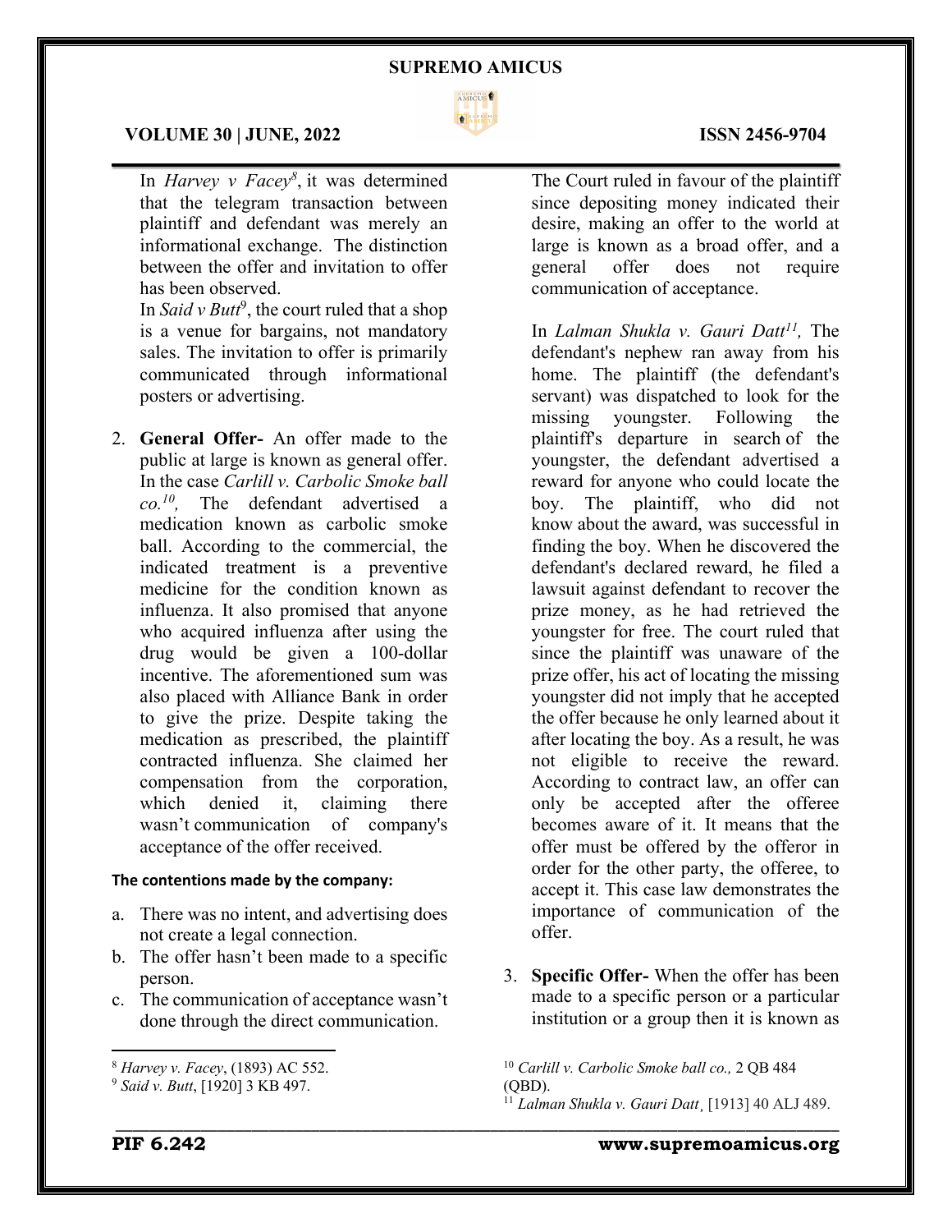In *Harvey v Facey*[8], it was determined that the telegram transaction between plaintiff and defendant was merely an informational exchange. The distinction between the offer and invitation to offer has been observed.

In *Said v Butt*[9], the court ruled that a shop is a venue for bargains, not mandatory sales. The invitation to offer is primarily communicated through informational posters or advertising.

2. **General Offer-** An offer made to the public at large is known as general offer. In the case *Carlill v. Carbolic Smoke ball co.*[10], The defendant advertised a medication known as carbolic smoke ball. According to the commercial, the indicated treatment is a preventive medicine for the condition known as influenza. It also promised that anyone who acquired influenza after using the drug would be given a 100-dollar incentive. The aforementioned sum was also placed with Alliance Bank in order to give the prize. Despite taking the medication as prescribed, the plaintiff contracted influenza. She claimed her compensation from the corporation, which denied it, claiming there wasn't communication of company's acceptance of the offer received.

**The contentions made by the company:**

a. There was no intent, and advertising does not create a legal connection.
b. The offer hasn't been made to a specific person.
c. The communication of acceptance wasn't done through the direct communication.

The Court ruled in favour of the plaintiff since depositing money indicated their desire, making an offer to the world at large is known as a broad offer, and a general offer does not require communication of acceptance.

In *Lalman Shukla v. Gauri Datt*[11], The defendant's nephew ran away from his home. The plaintiff (the defendant's servant) was dispatched to look for the missing youngster. Following the plaintiff's departure in search of the youngster, the defendant advertised a reward for anyone who could locate the boy. The plaintiff, who did not know about the award, was successful in finding the boy. When he discovered the defendant's declared reward, he filed a lawsuit against defendant to recover the prize money, as he had retrieved the youngster for free. The court ruled that since the plaintiff was unaware of the prize offer, his act of locating the missing youngster did not imply that he accepted the offer because he only learned about it after locating the boy. As a result, he was not eligible to receive the reward. According to contract law, an offer can only be accepted after the offeree becomes aware of it. It means that the offer must be offered by the offeror in order for the other party, the offeree, to accept it. This case law demonstrates the importance of communication of the offer.

3. **Specific Offer-** When the offer has been made to a specific person or a particular institution or a group then it is known as

---

[8] *Harvey v. Facey*, (1893) AC 552.

[9] *Said v. Butt*, [1920] 3 KB 497.

[10] *Carlill v. Carbolic Smoke ball co.,* 2 QB 484 (QBD).

[11] *Lalman Shukla v. Gauri Datt*¸ [1913] 40 ALJ 489.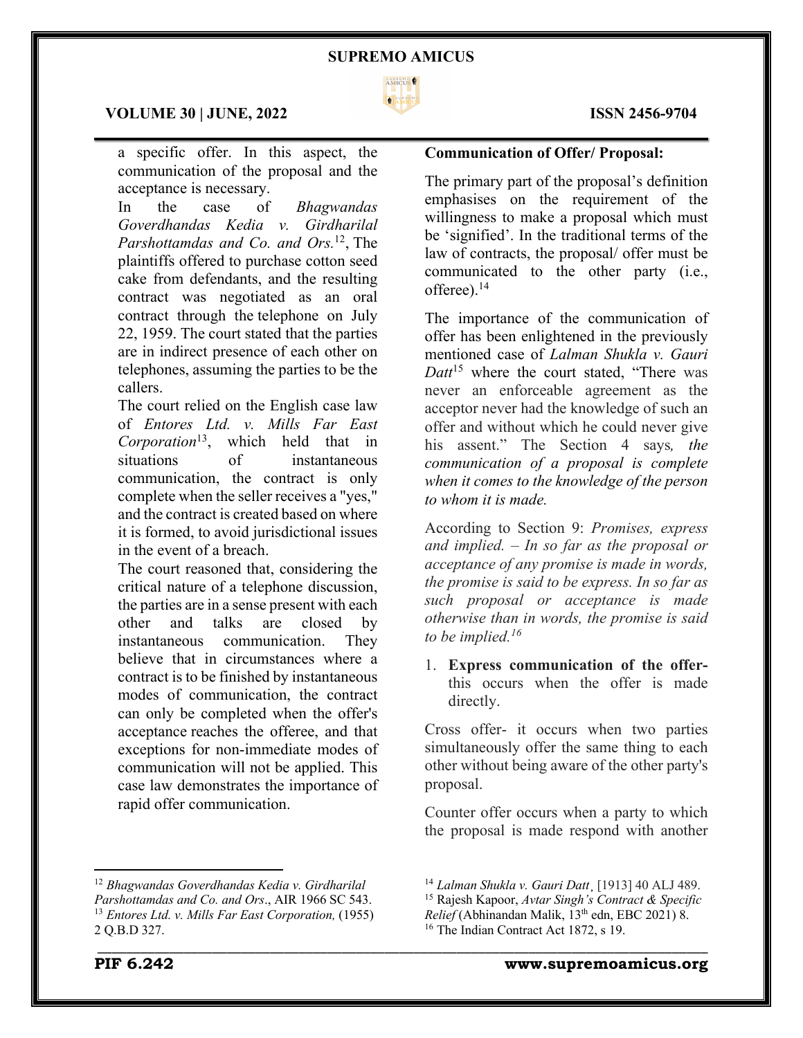a specific offer. In this aspect, the communication of the proposal and the acceptance is necessary.

In the case of *Bhagwandas Goverdhandas Kedia v. Girdharilal Parshottamdas and Co. and Ors.*[12], The plaintiffs offered to purchase cotton seed cake from defendants, and the resulting contract was negotiated as an oral contract through the telephone on July 22, 1959. The court stated that the parties are in indirect presence of each other on telephones, assuming the parties to be the callers.

The court relied on the English case law of *Entores Ltd. v. Mills Far East Corporation*[13], which held that in situations of instantaneous communication, the contract is only complete when the seller receives a "yes," and the contract is created based on where it is formed, to avoid jurisdictional issues in the event of a breach.

The court reasoned that, considering the critical nature of a telephone discussion, the parties are in a sense present with each other and talks are closed by instantaneous communication. They believe that in circumstances where a contract is to be finished by instantaneous modes of communication, the contract can only be completed when the offer's acceptance reaches the offeree, and that exceptions for non-immediate modes of communication will not be applied. This case law demonstrates the importance of rapid offer communication.

**Communication of Offer/ Proposal:**

The primary part of the proposal's definition emphasises on the requirement of the willingness to make a proposal which must be 'signified'. In the traditional terms of the law of contracts, the proposal/ offer must be communicated to the other party (i.e., offeree).[14]

The importance of the communication of offer has been enlightened in the previously mentioned case of *Lalman Shukla v. Gauri Datt*[15] where the court stated, "There was never an enforceable agreement as the acceptor never had the knowledge of such an offer and without which he could never give his assent." The Section 4 says*, the communication of a proposal is complete when it comes to the knowledge of the person to whom it is made.*

According to Section 9: *Promises, express and implied. – In so far as the proposal or acceptance of any promise is made in words, the promise is said to be express. In so far as such proposal or acceptance is made otherwise than in words, the promise is said to be implied.*[16]

1. **Express communication of the offer-** this occurs when the offer is made directly.

Cross offer- it occurs when two parties simultaneously offer the same thing to each other without being aware of the other party's proposal.

Counter offer occurs when a party to which the proposal is made respond with another

---

[12] *Bhagwandas Goverdhandas Kedia v. Girdharilal Parshottamdas and Co. and Ors*., AIR 1966 SC 543.

[13] *Entores Ltd. v. Mills Far East Corporation,* (1955) 2 Q.B.D 327.

[14] *Lalman Shukla v. Gauri Datt*¸ [1913] 40 ALJ 489.

[15] Rajesh Kapoor, *Avtar Singh's Contract & Specific Relief* (Abhinandan Malik, 13th edn, EBC 2021) 8.

[16] The Indian Contract Act 1872, s 19.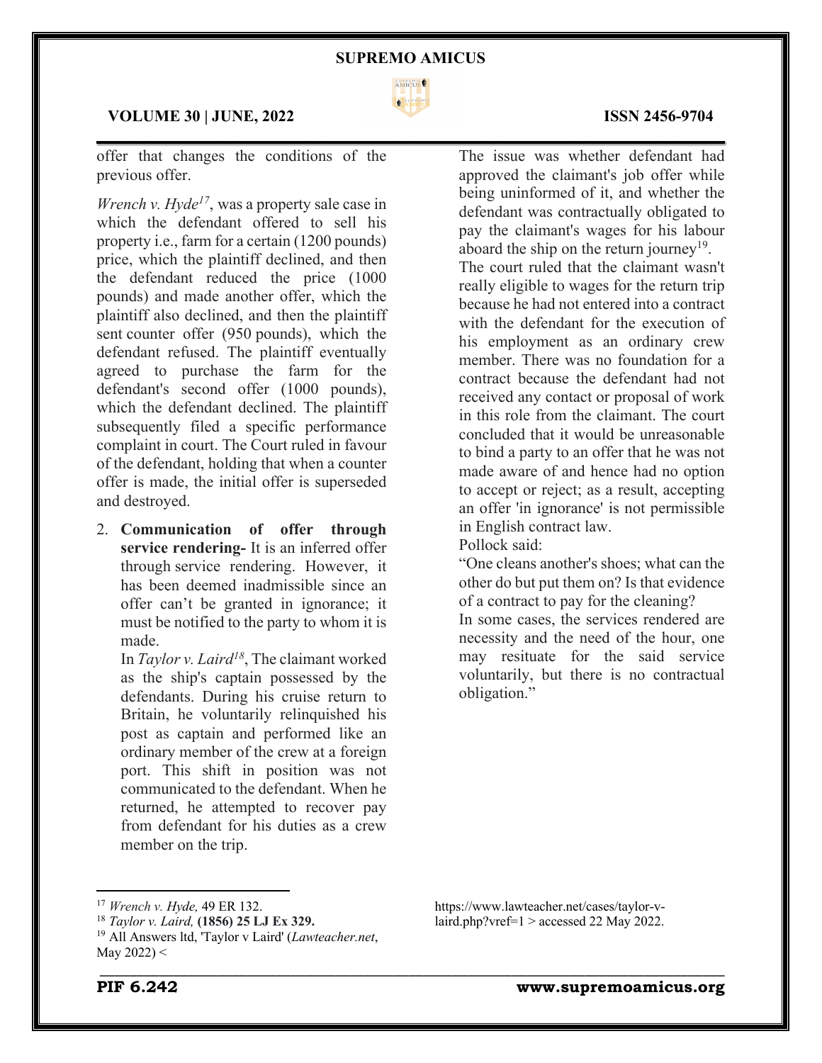offer that changes the conditions of the previous offer.

*Wrench v. Hyde*[17], was a property sale case in which the defendant offered to sell his property i.e., farm for a certain (1200 pounds) price, which the plaintiff declined, and then the defendant reduced the price (1000 pounds) and made another offer, which the plaintiff also declined, and then the plaintiff sent counter offer (950 pounds), which the defendant refused. The plaintiff eventually agreed to purchase the farm for the defendant's second offer (1000 pounds), which the defendant declined. The plaintiff subsequently filed a specific performance complaint in court. The Court ruled in favour of the defendant, holding that when a counter offer is made, the initial offer is superseded and destroyed.

2. **Communication of offer through service rendering-** It is an inferred offer through service rendering. However, it has been deemed inadmissible since an offer can't be granted in ignorance; it must be notified to the party to whom it is made.

   In *Taylor v. Laird*[18], The claimant worked as the ship's captain possessed by the defendants. During his cruise return to Britain, he voluntarily relinquished his post as captain and performed like an ordinary member of the crew at a foreign port. This shift in position was not communicated to the defendant. When he returned, he attempted to recover pay from defendant for his duties as a crew member on the trip.

   The issue was whether defendant had approved the claimant's job offer while being uninformed of it, and whether the defendant was contractually obligated to pay the claimant's wages for his labour aboard the ship on the return journey[19].

   The court ruled that the claimant wasn't really eligible to wages for the return trip because he had not entered into a contract with the defendant for the execution of his employment as an ordinary crew member. There was no foundation for a contract because the defendant had not received any contact or proposal of work in this role from the claimant. The court concluded that it would be unreasonable to bind a party to an offer that he was not made aware of and hence had no option to accept or reject; as a result, accepting an offer 'in ignorance' is not permissible in English contract law.

   Pollock said:

   "One cleans another's shoes; what can the other do but put them on? Is that evidence of a contract to pay for the cleaning?

   In some cases, the services rendered are necessity and the need of the hour, one may resituate for the said service voluntarily, but there is no contractual obligation."

---

[17] *Wrench v. Hyde,* 49 ER 132.

[18] *Taylor v. Laird,* **(1856) 25 LJ Ex 329.**

[19] All Answers ltd, 'Taylor v Laird' (*Lawteacher.net*, May 2022) < https://www.lawteacher.net/cases/taylor-v-laird.php?vref=1 > accessed 22 May 2022.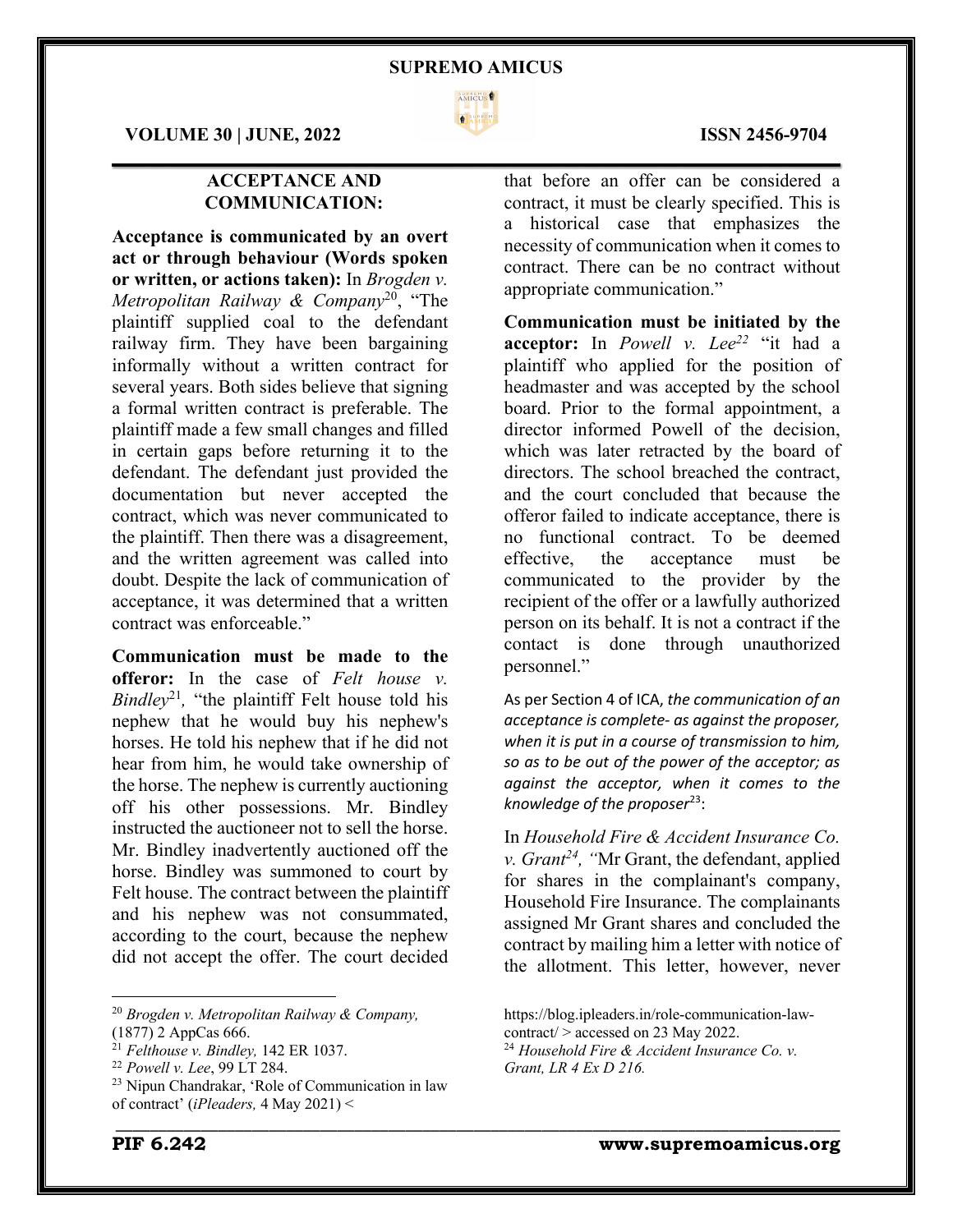## ACCEPTANCE AND COMMUNICATION:

**Acceptance is communicated by an overt act or through behaviour (Words spoken or written, or actions taken):** In *Brogden v. Metropolitan Railway & Company*[20], "The plaintiff supplied coal to the defendant railway firm. They have been bargaining informally without a written contract for several years. Both sides believe that signing a formal written contract is preferable. The plaintiff made a few small changes and filled in certain gaps before returning it to the defendant. The defendant just provided the documentation but never accepted the contract, which was never communicated to the plaintiff. Then there was a disagreement, and the written agreement was called into doubt. Despite the lack of communication of acceptance, it was determined that a written contract was enforceable."

**Communication must be made to the offeror:** In the case of *Felt house v. Bindley*[21], "the plaintiff Felt house told his nephew that he would buy his nephew's horses. He told his nephew that if he did not hear from him, he would take ownership of the horse. The nephew is currently auctioning off his other possessions. Mr. Bindley instructed the auctioneer not to sell the horse. Mr. Bindley inadvertently auctioned off the horse. Bindley was summoned to court by Felt house. The contract between the plaintiff and his nephew was not consummated, according to the court, because the nephew did not accept the offer. The court decided that before an offer can be considered a contract, it must be clearly specified. This is a historical case that emphasizes the necessity of communication when it comes to contract. There can be no contract without appropriate communication."

**Communication must be initiated by the acceptor:** In *Powell v. Lee*[22] "it had a plaintiff who applied for the position of headmaster and was accepted by the school board. Prior to the formal appointment, a director informed Powell of the decision, which was later retracted by the board of directors. The school breached the contract, and the court concluded that because the offeror failed to indicate acceptance, there is no functional contract. To be deemed effective, the acceptance must be communicated to the provider by the recipient of the offer or a lawfully authorized person on its behalf. It is not a contract if the contact is done through unauthorized personnel."

As per Section 4 of ICA, *the communication of an acceptance is complete- as against the proposer, when it is put in a course of transmission to him, so as to be out of the power of the acceptor; as against the acceptor, when it comes to the knowledge of the proposer*[23]:

In *Household Fire & Accident Insurance Co. v. Grant*[24], "Mr Grant, the defendant, applied for shares in the complainant's company, Household Fire Insurance. The complainants assigned Mr Grant shares and concluded the contract by mailing him a letter with notice of the allotment. This letter, however, never

---

[20] *Brogden v. Metropolitan Railway & Company,* (1877) 2 AppCas 666.

[21] *Felthouse v. Bindley,* 142 ER 1037.

[22] *Powell v. Lee*, 99 LT 284.

[23] Nipun Chandrakar, 'Role of Communication in law of contract' (*iPleaders,* 4 May 2021) < https://blog.ipleaders.in/role-communication-law-contract/ > accessed on 23 May 2022.

[24] *Household Fire & Accident Insurance Co. v. Grant, LR 4 Ex D 216.*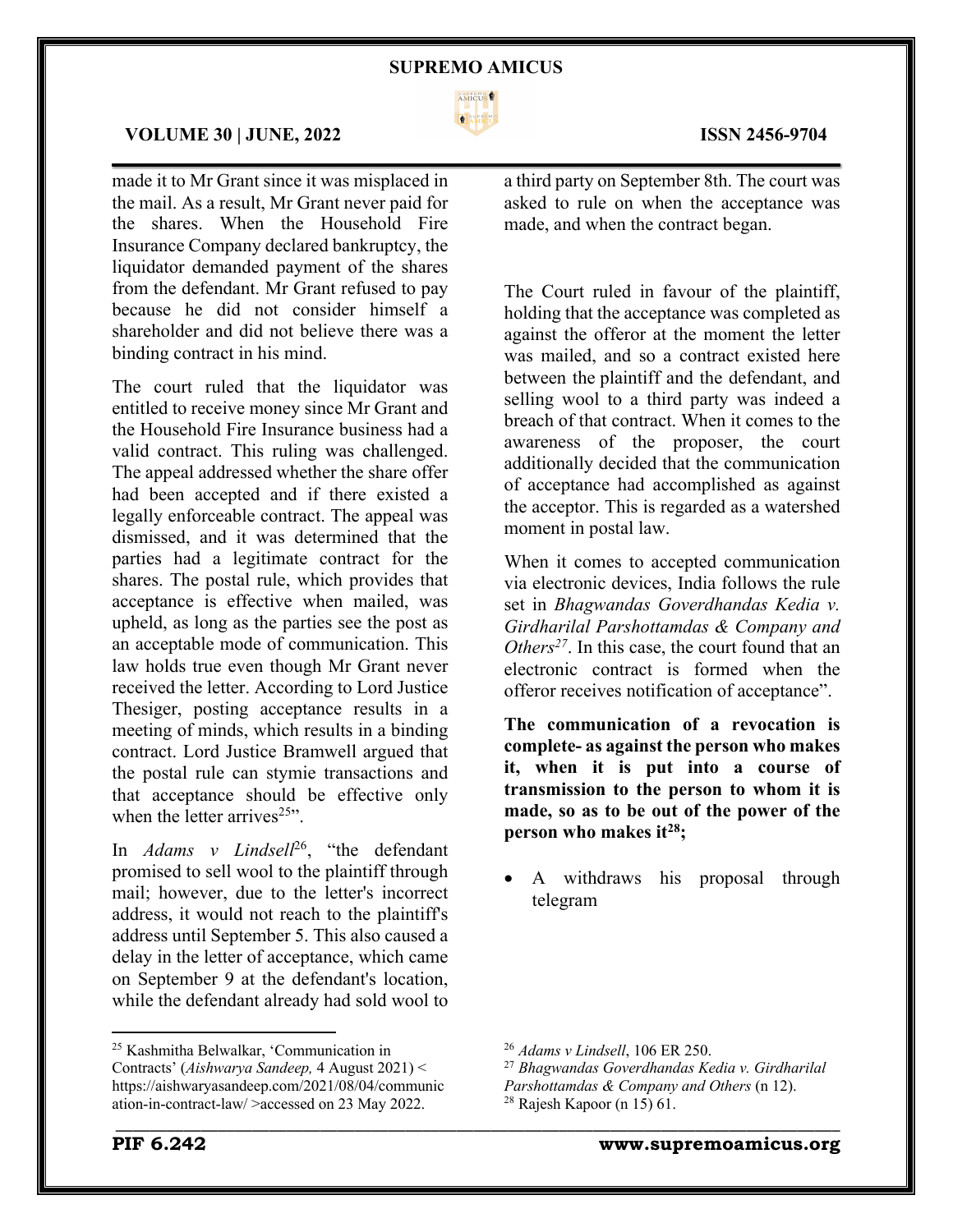made it to Mr Grant since it was misplaced in the mail. As a result, Mr Grant never paid for the shares. When the Household Fire Insurance Company declared bankruptcy, the liquidator demanded payment of the shares from the defendant. Mr Grant refused to pay because he did not consider himself a shareholder and did not believe there was a binding contract in his mind.

The court ruled that the liquidator was entitled to receive money since Mr Grant and the Household Fire Insurance business had a valid contract. This ruling was challenged. The appeal addressed whether the share offer had been accepted and if there existed a legally enforceable contract. The appeal was dismissed, and it was determined that the parties had a legitimate contract for the shares. The postal rule, which provides that acceptance is effective when mailed, was upheld, as long as the parties see the post as an acceptable mode of communication. This law holds true even though Mr Grant never received the letter. According to Lord Justice Thesiger, posting acceptance results in a meeting of minds, which results in a binding contract. Lord Justice Bramwell argued that the postal rule can stymie transactions and that acceptance should be effective only when the letter arrives[25]".

In *Adams v Lindsell*[26], "the defendant promised to sell wool to the plaintiff through mail; however, due to the letter's incorrect address, it would not reach to the plaintiff's address until September 5. This also caused a delay in the letter of acceptance, which came on September 9 at the defendant's location, while the defendant already had sold wool to a third party on September 8th. The court was asked to rule on when the acceptance was made, and when the contract began.

The Court ruled in favour of the plaintiff, holding that the acceptance was completed as against the offeror at the moment the letter was mailed, and so a contract existed here between the plaintiff and the defendant, and selling wool to a third party was indeed a breach of that contract. When it comes to the awareness of the proposer, the court additionally decided that the communication of acceptance had accomplished as against the acceptor. This is regarded as a watershed moment in postal law.

When it comes to accepted communication via electronic devices, India follows the rule set in *Bhagwandas Goverdhandas Kedia v. Girdharilal Parshottamdas & Company and Others*[27]. In this case, the court found that an electronic contract is formed when the offeror receives notification of acceptance".

**The communication of a revocation is complete- as against the person who makes it, when it is put into a course of transmission to the person to whom it is made, so as to be out of the power of the person who makes it[28];**

- A withdraws his proposal through telegram

---

[25] Kashmitha Belwalkar, 'Communication in Contracts' (*Aishwarya Sandeep,* 4 August 2021) < https://aishwaryasandeep.com/2021/08/04/communication-in-contract-law/ >accessed on 23 May 2022.

[26] *Adams v Lindsell*, 106 ER 250.

[27] *Bhagwandas Goverdhandas Kedia v. Girdharilal Parshottamdas & Company and Others* (n 12).

[28] Rajesh Kapoor (n 15) 61.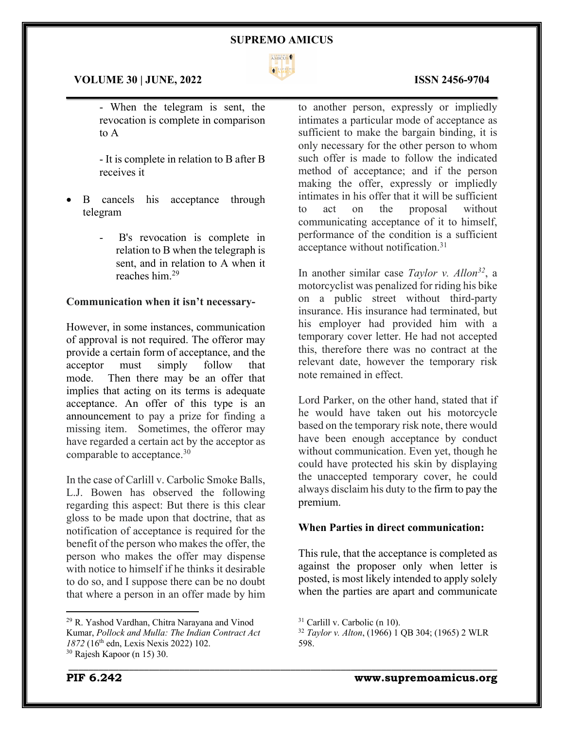- When the telegram is sent, the revocation is complete in comparison to A

- It is complete in relation to B after B receives it

- B cancels his acceptance through telegram
    - B's revocation is complete in relation to B when the telegraph is sent, and in relation to A when it reaches him.[29]

**Communication when it isn't necessary-**

However, in some instances, communication of approval is not required. The offeror may provide a certain form of acceptance, and the acceptor must simply follow that mode. Then there may be an offer that implies that acting on its terms is adequate acceptance. An offer of this type is an announcement to pay a prize for finding a missing item. Sometimes, the offeror may have regarded a certain act by the acceptor as comparable to acceptance.[30]

In the case of Carlill v. Carbolic Smoke Balls, L.J. Bowen has observed the following regarding this aspect: But there is this clear gloss to be made upon that doctrine, that as notification of acceptance is required for the benefit of the person who makes the offer, the person who makes the offer may dispense with notice to himself if he thinks it desirable to do so, and I suppose there can be no doubt that where a person in an offer made by him to another person, expressly or impliedly intimates a particular mode of acceptance as sufficient to make the bargain binding, it is only necessary for the other person to whom such offer is made to follow the indicated method of acceptance; and if the person making the offer, expressly or impliedly intimates in his offer that it will be sufficient to act on the proposal without communicating acceptance of it to himself, performance of the condition is a sufficient acceptance without notification.[31]

In another similar case *Taylor v. Allon*[32], a motorcyclist was penalized for riding his bike on a public street without third-party insurance. His insurance had terminated, but his employer had provided him with a temporary cover letter. He had not accepted this, therefore there was no contract at the relevant date, however the temporary risk note remained in effect.

Lord Parker, on the other hand, stated that if he would have taken out his motorcycle based on the temporary risk note, there would have been enough acceptance by conduct without communication. Even yet, though he could have protected his skin by displaying the unaccepted temporary cover, he could always disclaim his duty to the firm to pay the premium.

**When Parties in direct communication:**

This rule, that the acceptance is completed as against the proposer only when letter is posted, is most likely intended to apply solely when the parties are apart and communicate

---

[29] R. Yashod Vardhan, Chitra Narayana and Vinod Kumar, *Pollock and Mulla: The Indian Contract Act 1872* (16th edn, Lexis Nexis 2022) 102.

[30] Rajesh Kapoor (n 15) 30.

[31] Carlill v. Carbolic (n 10).

[32] *Taylor v. Alton*, (1966) 1 QB 304; (1965) 2 WLR 598.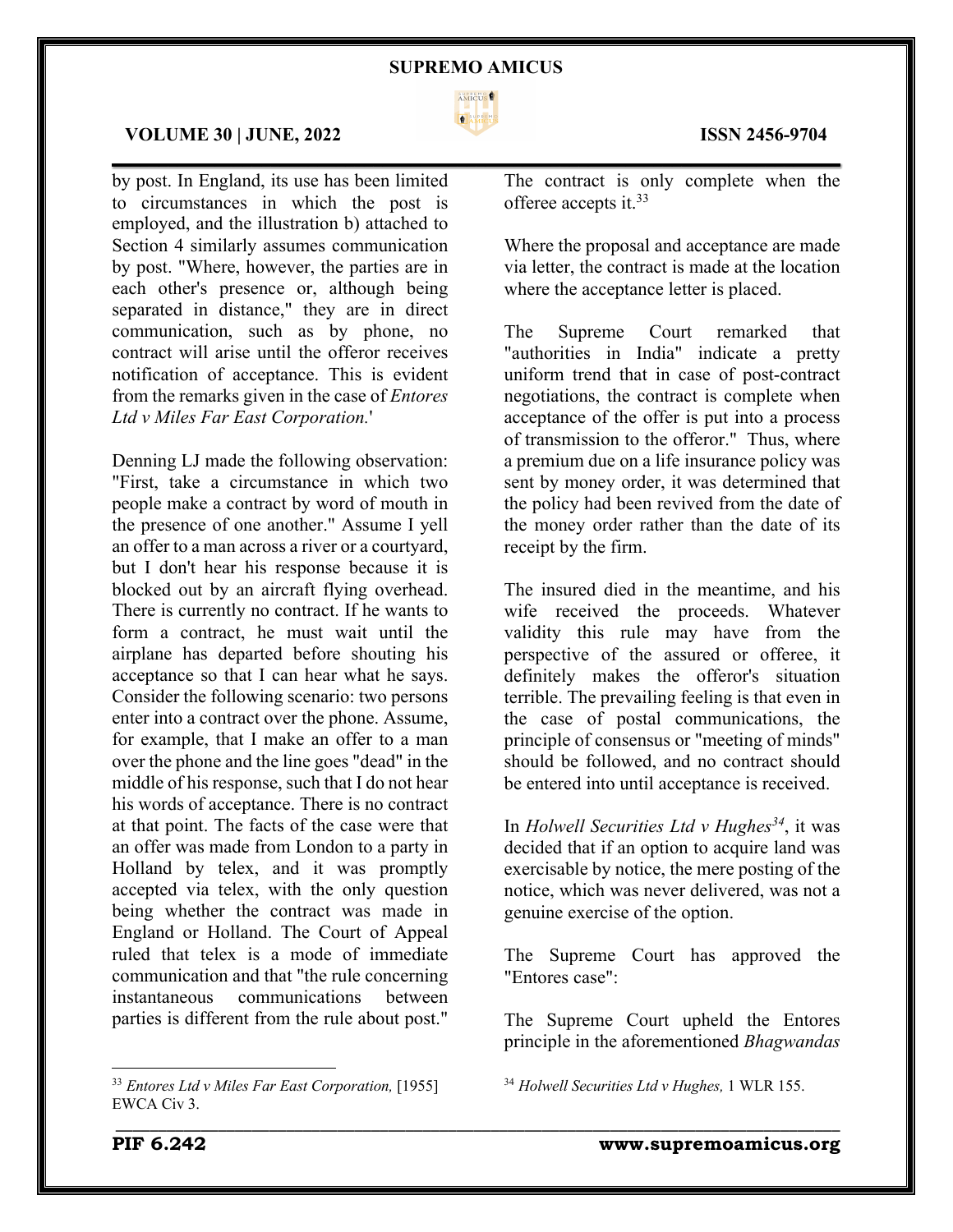by post. In England, its use has been limited to circumstances in which the post is employed, and the illustration b) attached to Section 4 similarly assumes communication by post. "Where, however, the parties are in each other's presence or, although being separated in distance," they are in direct communication, such as by phone, no contract will arise until the offeror receives notification of acceptance. This is evident from the remarks given in the case of *Entores Ltd v Miles Far East Corporation.*'

Denning LJ made the following observation: "First, take a circumstance in which two people make a contract by word of mouth in the presence of one another." Assume I yell an offer to a man across a river or a courtyard, but I don't hear his response because it is blocked out by an aircraft flying overhead. There is currently no contract. If he wants to form a contract, he must wait until the airplane has departed before shouting his acceptance so that I can hear what he says. Consider the following scenario: two persons enter into a contract over the phone. Assume, for example, that I make an offer to a man over the phone and the line goes "dead" in the middle of his response, such that I do not hear his words of acceptance. There is no contract at that point. The facts of the case were that an offer was made from London to a party in Holland by telex, and it was promptly accepted via telex, with the only question being whether the contract was made in England or Holland. The Court of Appeal ruled that telex is a mode of immediate communication and that "the rule concerning instantaneous communications between parties is different from the rule about post." The contract is only complete when the offeree accepts it.[33]

Where the proposal and acceptance are made via letter, the contract is made at the location where the acceptance letter is placed.

The Supreme Court remarked that "authorities in India" indicate a pretty uniform trend that in case of post-contract negotiations, the contract is complete when acceptance of the offer is put into a process of transmission to the offeror." Thus, where a premium due on a life insurance policy was sent by money order, it was determined that the policy had been revived from the date of the money order rather than the date of its receipt by the firm.

The insured died in the meantime, and his wife received the proceeds. Whatever validity this rule may have from the perspective of the assured or offeree, it definitely makes the offeror's situation terrible. The prevailing feeling is that even in the case of postal communications, the principle of consensus or "meeting of minds" should be followed, and no contract should be entered into until acceptance is received.

In *Holwell Securities Ltd v Hughes*[34], it was decided that if an option to acquire land was exercisable by notice, the mere posting of the notice, which was never delivered, was not a genuine exercise of the option.

The Supreme Court has approved the "Entores case":

The Supreme Court upheld the Entores principle in the aforementioned *Bhagwandas*

---

[33] *Entores Ltd v Miles Far East Corporation,* [1955] EWCA Civ 3.

[34] *Holwell Securities Ltd v Hughes,* 1 WLR 155.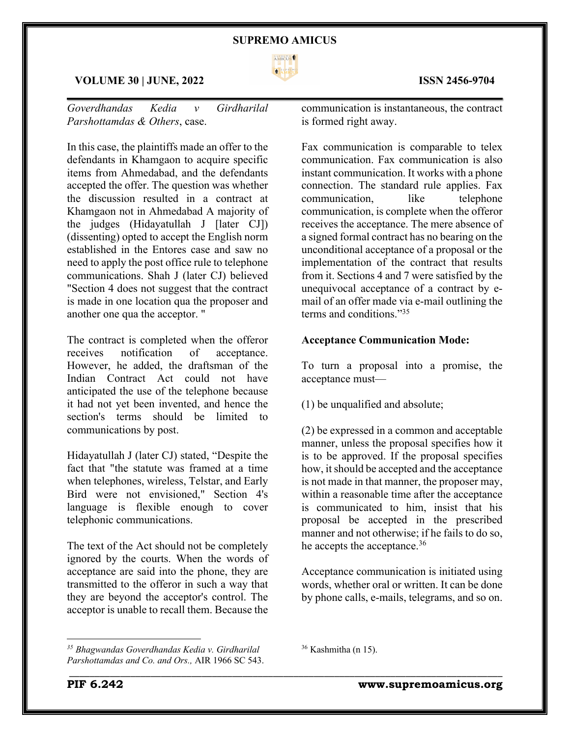*Goverdhandas Kedia v Girdharilal Parshottamdas & Others*, case.

In this case, the plaintiffs made an offer to the defendants in Khamgaon to acquire specific items from Ahmedabad, and the defendants accepted the offer. The question was whether the discussion resulted in a contract at Khamgaon not in Ahmedabad A majority of the judges (Hidayatullah J [later CJ]) (dissenting) opted to accept the English norm established in the Entores case and saw no need to apply the post office rule to telephone communications. Shah J (later CJ) believed "Section 4 does not suggest that the contract is made in one location qua the proposer and another one qua the acceptor. "

The contract is completed when the offeror receives notification of acceptance. However, he added, the draftsman of the Indian Contract Act could not have anticipated the use of the telephone because it had not yet been invented, and hence the section's terms should be limited to communications by post.

Hidayatullah J (later CJ) stated, "Despite the fact that "the statute was framed at a time when telephones, wireless, Telstar, and Early Bird were not envisioned," Section 4's language is flexible enough to cover telephonic communications.

The text of the Act should not be completely ignored by the courts. When the words of acceptance are said into the phone, they are transmitted to the offeror in such a way that they are beyond the acceptor's control. The acceptor is unable to recall them. Because the communication is instantaneous, the contract is formed right away.

Fax communication is comparable to telex communication. Fax communication is also instant communication. It works with a phone connection. The standard rule applies. Fax communication, like telephone communication, is complete when the offeror receives the acceptance. The mere absence of a signed formal contract has no bearing on the unconditional acceptance of a proposal or the implementation of the contract that results from it. Sections 4 and 7 were satisfied by the unequivocal acceptance of a contract by e-mail of an offer made via e-mail outlining the terms and conditions."[35]

**Acceptance Communication Mode:**

To turn a proposal into a promise, the acceptance must—

(1) be unqualified and absolute;

(2) be expressed in a common and acceptable manner, unless the proposal specifies how it is to be approved. If the proposal specifies how, it should be accepted and the acceptance is not made in that manner, the proposer may, within a reasonable time after the acceptance is communicated to him, insist that his proposal be accepted in the prescribed manner and not otherwise; if he fails to do so, he accepts the acceptance.[36]

Acceptance communication is initiated using words, whether oral or written. It can be done by phone calls, e-mails, telegrams, and so on.

---

[35] *Bhagwandas Goverdhandas Kedia v. Girdharilal Parshottamdas and Co. and Ors.,* AIR 1966 SC 543.

[36] Kashmitha (n 15).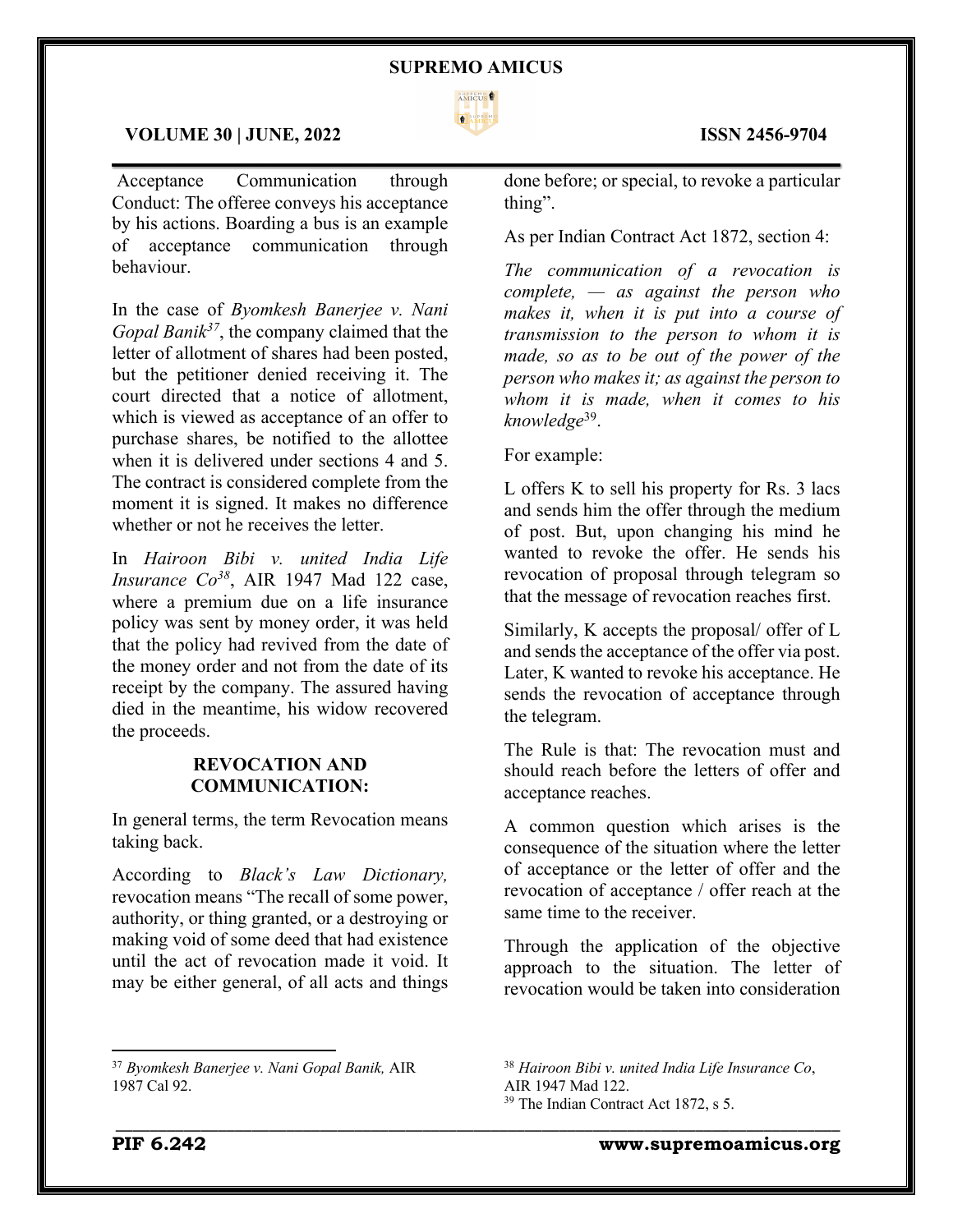Acceptance Communication through Conduct: The offeree conveys his acceptance by his actions. Boarding a bus is an example of acceptance communication through behaviour.

In the case of *Byomkesh Banerjee v. Nani Gopal Banik*[37], the company claimed that the letter of allotment of shares had been posted, but the petitioner denied receiving it. The court directed that a notice of allotment, which is viewed as acceptance of an offer to purchase shares, be notified to the allottee when it is delivered under sections 4 and 5. The contract is considered complete from the moment it is signed. It makes no difference whether or not he receives the letter.

In *Hairoon Bibi v. united India Life Insurance Co*[38], AIR 1947 Mad 122 case, where a premium due on a life insurance policy was sent by money order, it was held that the policy had revived from the date of the money order and not from the date of its receipt by the company. The assured having died in the meantime, his widow recovered the proceeds.

## REVOCATION AND COMMUNICATION:

In general terms, the term Revocation means taking back.

According to *Black's Law Dictionary,* revocation means "The recall of some power, authority, or thing granted, or a destroying or making void of some deed that had existence until the act of revocation made it void. It may be either general, of all acts and things done before; or special, to revoke a particular thing".

As per Indian Contract Act 1872, section 4:

*The communication of a revocation is complete, — as against the person who makes it, when it is put into a course of transmission to the person to whom it is made, so as to be out of the power of the person who makes it; as against the person to whom it is made, when it comes to his knowledge*[39].

For example:

L offers K to sell his property for Rs. 3 lacs and sends him the offer through the medium of post. But, upon changing his mind he wanted to revoke the offer. He sends his revocation of proposal through telegram so that the message of revocation reaches first.

Similarly, K accepts the proposal/ offer of L and sends the acceptance of the offer via post. Later, K wanted to revoke his acceptance. He sends the revocation of acceptance through the telegram.

The Rule is that: The revocation must and should reach before the letters of offer and acceptance reaches.

A common question which arises is the consequence of the situation where the letter of acceptance or the letter of offer and the revocation of acceptance / offer reach at the same time to the receiver.

Through the application of the objective approach to the situation. The letter of revocation would be taken into consideration

---

[37] *Byomkesh Banerjee v. Nani Gopal Banik,* AIR 1987 Cal 92.

[38] *Hairoon Bibi v. united India Life Insurance Co*, AIR 1947 Mad 122.

[39] The Indian Contract Act 1872, s 5.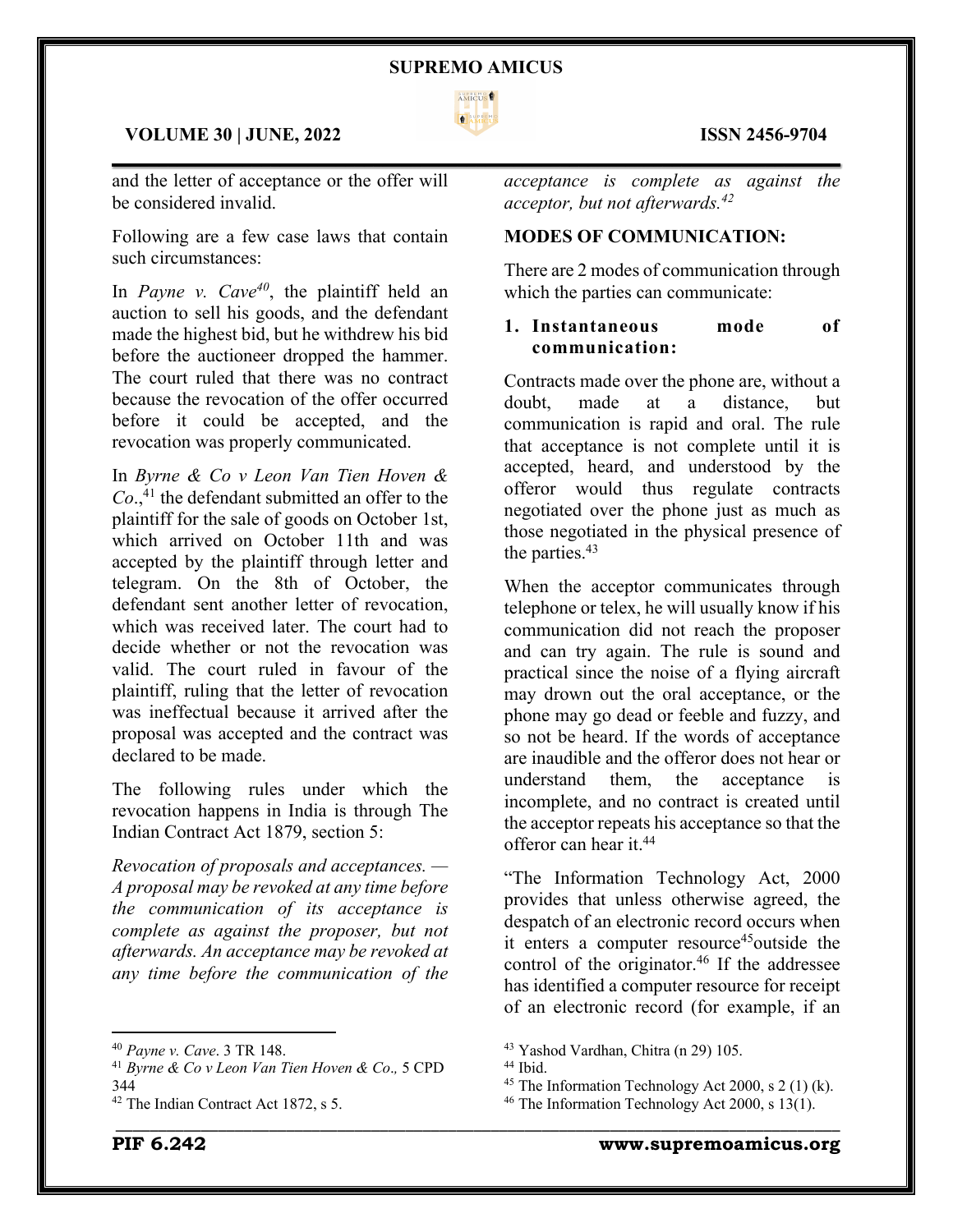and the letter of acceptance or the offer will be considered invalid.

Following are a few case laws that contain such circumstances:

In *Payne v. Cave*[40], the plaintiff held an auction to sell his goods, and the defendant made the highest bid, but he withdrew his bid before the auctioneer dropped the hammer. The court ruled that there was no contract because the revocation of the offer occurred before it could be accepted, and the revocation was properly communicated.

In *Byrne & Co v Leon Van Tien Hoven & Co*.,[41] the defendant submitted an offer to the plaintiff for the sale of goods on October 1st, which arrived on October 11th and was accepted by the plaintiff through letter and telegram. On the 8th of October, the defendant sent another letter of revocation, which was received later. The court had to decide whether or not the revocation was valid. The court ruled in favour of the plaintiff, ruling that the letter of revocation was ineffectual because it arrived after the proposal was accepted and the contract was declared to be made.

The following rules under which the revocation happens in India is through The Indian Contract Act 1879, section 5:

*Revocation of proposals and acceptances. — A proposal may be revoked at any time before the communication of its acceptance is complete as against the proposer, but not afterwards. An acceptance may be revoked at any time before the communication of the acceptance is complete as against the acceptor, but not afterwards.*[42]

## MODES OF COMMUNICATION:

There are 2 modes of communication through which the parties can communicate:

1. **Instantaneous mode of communication:**

Contracts made over the phone are, without a doubt, made at a distance, but communication is rapid and oral. The rule that acceptance is not complete until it is accepted, heard, and understood by the offeror would thus regulate contracts negotiated over the phone just as much as those negotiated in the physical presence of the parties.[43]

When the acceptor communicates through telephone or telex, he will usually know if his communication did not reach the proposer and can try again. The rule is sound and practical since the noise of a flying aircraft may drown out the oral acceptance, or the phone may go dead or feeble and fuzzy, and so not be heard. If the words of acceptance are inaudible and the offeror does not hear or understand them, the acceptance is incomplete, and no contract is created until the acceptor repeats his acceptance so that the offeror can hear it.[44]

"The Information Technology Act, 2000 provides that unless otherwise agreed, the despatch of an electronic record occurs when it enters a computer resource[45]outside the control of the originator.[46] If the addressee has identified a computer resource for receipt of an electronic record (for example, if an

---

[40] *Payne v. Cave*. 3 TR 148.

[41] *Byrne & Co v Leon Van Tien Hoven & Co.,* 5 CPD 344

[42] The Indian Contract Act 1872, s 5.

[43] Yashod Vardhan, Chitra (n 29) 105.

[44] Ibid.

[45] The Information Technology Act 2000, s 2 (1) (k).

[46] The Information Technology Act 2000, s 13(1).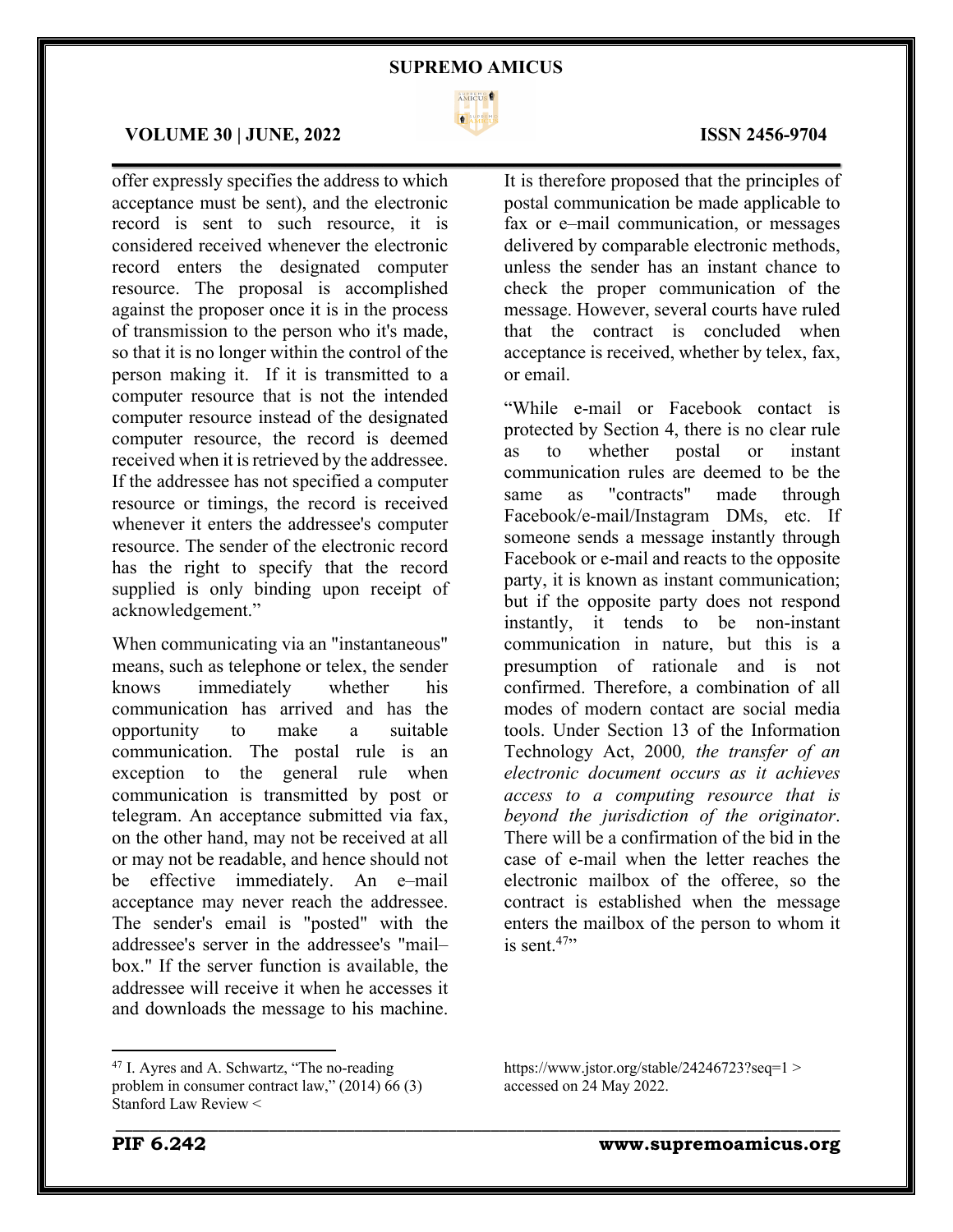offer expressly specifies the address to which acceptance must be sent), and the electronic record is sent to such resource, it is considered received whenever the electronic record enters the designated computer resource. The proposal is accomplished against the proposer once it is in the process of transmission to the person who it's made, so that it is no longer within the control of the person making it. If it is transmitted to a computer resource that is not the intended computer resource instead of the designated computer resource, the record is deemed received when it is retrieved by the addressee. If the addressee has not specified a computer resource or timings, the record is received whenever it enters the addressee's computer resource. The sender of the electronic record has the right to specify that the record supplied is only binding upon receipt of acknowledgement."

When communicating via an "instantaneous" means, such as telephone or telex, the sender knows immediately whether his communication has arrived and has the opportunity to make a suitable communication. The postal rule is an exception to the general rule when communication is transmitted by post or telegram. An acceptance submitted via fax, on the other hand, may not be received at all or may not be readable, and hence should not be effective immediately. An e–mail acceptance may never reach the addressee. The sender's email is "posted" with the addressee's server in the addressee's "mail–box." If the server function is available, the addressee will receive it when he accesses it and downloads the message to his machine. It is therefore proposed that the principles of postal communication be made applicable to fax or e–mail communication, or messages delivered by comparable electronic methods, unless the sender has an instant chance to check the proper communication of the message. However, several courts have ruled that the contract is concluded when acceptance is received, whether by telex, fax, or email.

"While e-mail or Facebook contact is protected by Section 4, there is no clear rule as to whether postal or instant communication rules are deemed to be the same as "contracts" made through Facebook/e-mail/Instagram DMs, etc. If someone sends a message instantly through Facebook or e-mail and reacts to the opposite party, it is known as instant communication; but if the opposite party does not respond instantly, it tends to be non-instant communication in nature, but this is a presumption of rationale and is not confirmed. Therefore, a combination of all modes of modern contact are social media tools. Under Section 13 of the Information Technology Act, 2000*, the transfer of an electronic document occurs as it achieves access to a computing resource that is beyond the jurisdiction of the originator*. There will be a confirmation of the bid in the case of e-mail when the letter reaches the electronic mailbox of the offeree, so the contract is established when the message enters the mailbox of the person to whom it is sent.[47]"

---

[47] I. Ayres and A. Schwartz, "The no-reading problem in consumer contract law," (2014) 66 (3) Stanford Law Review < https://www.jstor.org/stable/24246723?seq=1 > accessed on 24 May 2022.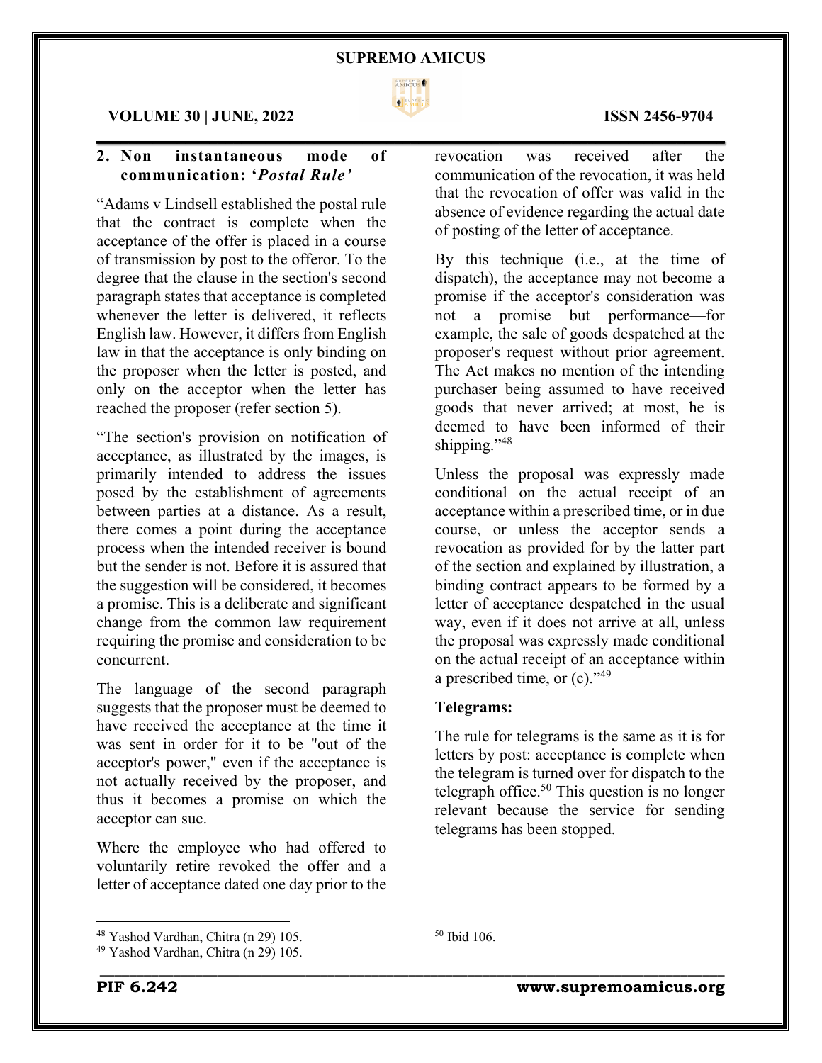## 2. Non instantaneous mode of communication: '*Postal Rule'*

"Adams v Lindsell established the postal rule that the contract is complete when the acceptance of the offer is placed in a course of transmission by post to the offeror. To the degree that the clause in the section's second paragraph states that acceptance is completed whenever the letter is delivered, it reflects English law. However, it differs from English law in that the acceptance is only binding on the proposer when the letter is posted, and only on the acceptor when the letter has reached the proposer (refer section 5).

"The section's provision on notification of acceptance, as illustrated by the images, is primarily intended to address the issues posed by the establishment of agreements between parties at a distance. As a result, there comes a point during the acceptance process when the intended receiver is bound but the sender is not. Before it is assured that the suggestion will be considered, it becomes a promise. This is a deliberate and significant change from the common law requirement requiring the promise and consideration to be concurrent.

The language of the second paragraph suggests that the proposer must be deemed to have received the acceptance at the time it was sent in order for it to be "out of the acceptor's power," even if the acceptance is not actually received by the proposer, and thus it becomes a promise on which the acceptor can sue.

Where the employee who had offered to voluntarily retire revoked the offer and a letter of acceptance dated one day prior to the revocation was received after the communication of the revocation, it was held that the revocation of offer was valid in the absence of evidence regarding the actual date of posting of the letter of acceptance.

By this technique (i.e., at the time of dispatch), the acceptance may not become a promise if the acceptor's consideration was not a promise but performance—for example, the sale of goods despatched at the proposer's request without prior agreement. The Act makes no mention of the intending purchaser being assumed to have received goods that never arrived; at most, he is deemed to have been informed of their shipping."[48]

Unless the proposal was expressly made conditional on the actual receipt of an acceptance within a prescribed time, or in due course, or unless the acceptor sends a revocation as provided for by the latter part of the section and explained by illustration, a binding contract appears to be formed by a letter of acceptance despatched in the usual way, even if it does not arrive at all, unless the proposal was expressly made conditional on the actual receipt of an acceptance within a prescribed time, or (c)."[49]

**Telegrams:**

The rule for telegrams is the same as it is for letters by post: acceptance is complete when the telegram is turned over for dispatch to the telegraph office.[50] This question is no longer relevant because the service for sending telegrams has been stopped.

---

[48] Yashod Vardhan, Chitra (n 29) 105.

[49] Yashod Vardhan, Chitra (n 29) 105.

[50] Ibid 106.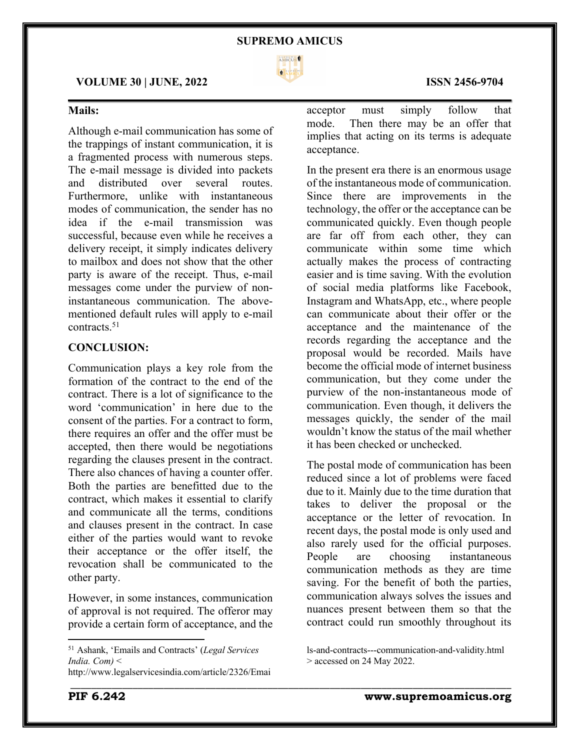### Mails:

Although e-mail communication has some of the trappings of instant communication, it is a fragmented process with numerous steps. The e-mail message is divided into packets and distributed over several routes. Furthermore, unlike with instantaneous modes of communication, the sender has no idea if the e-mail transmission was successful, because even while he receives a delivery receipt, it simply indicates delivery to mailbox and does not show that the other party is aware of the receipt. Thus, e-mail messages come under the purview of non-instantaneous communication. The above-mentioned default rules will apply to e-mail contracts.[51]

## CONCLUSION:

Communication plays a key role from the formation of the contract to the end of the contract. There is a lot of significance to the word 'communication' in here due to the consent of the parties. For a contract to form, there requires an offer and the offer must be accepted, then there would be negotiations regarding the clauses present in the contract. There also chances of having a counter offer. Both the parties are benefitted due to the contract, which makes it essential to clarify and communicate all the terms, conditions and clauses present in the contract. In case either of the parties would want to revoke their acceptance or the offer itself, the revocation shall be communicated to the other party.

However, in some instances, communication of approval is not required. The offeror may provide a certain form of acceptance, and the acceptor must simply follow that mode. Then there may be an offer that implies that acting on its terms is adequate acceptance.

In the present era there is an enormous usage of the instantaneous mode of communication. Since there are improvements in the technology, the offer or the acceptance can be communicated quickly. Even though people are far off from each other, they can communicate within some time which actually makes the process of contracting easier and is time saving. With the evolution of social media platforms like Facebook, Instagram and WhatsApp, etc., where people can communicate about their offer or the acceptance and the maintenance of the records regarding the acceptance and the proposal would be recorded. Mails have become the official mode of internet business communication, but they come under the purview of the non-instantaneous mode of communication. Even though, it delivers the messages quickly, the sender of the mail wouldn't know the status of the mail whether it has been checked or unchecked.

The postal mode of communication has been reduced since a lot of problems were faced due to it. Mainly due to the time duration that takes to deliver the proposal or the acceptance or the letter of revocation. In recent days, the postal mode is only used and also rarely used for the official purposes. People are choosing instantaneous communication methods as they are time saving. For the benefit of both the parties, communication always solves the issues and nuances present between them so that the contract could run smoothly throughout its

---

[51] Ashank, 'Emails and Contracts' (*Legal Services India. Com)* < http://www.legalservicesindia.com/article/2326/Emails-and-contracts---communication-and-validity.html > accessed on 24 May 2022.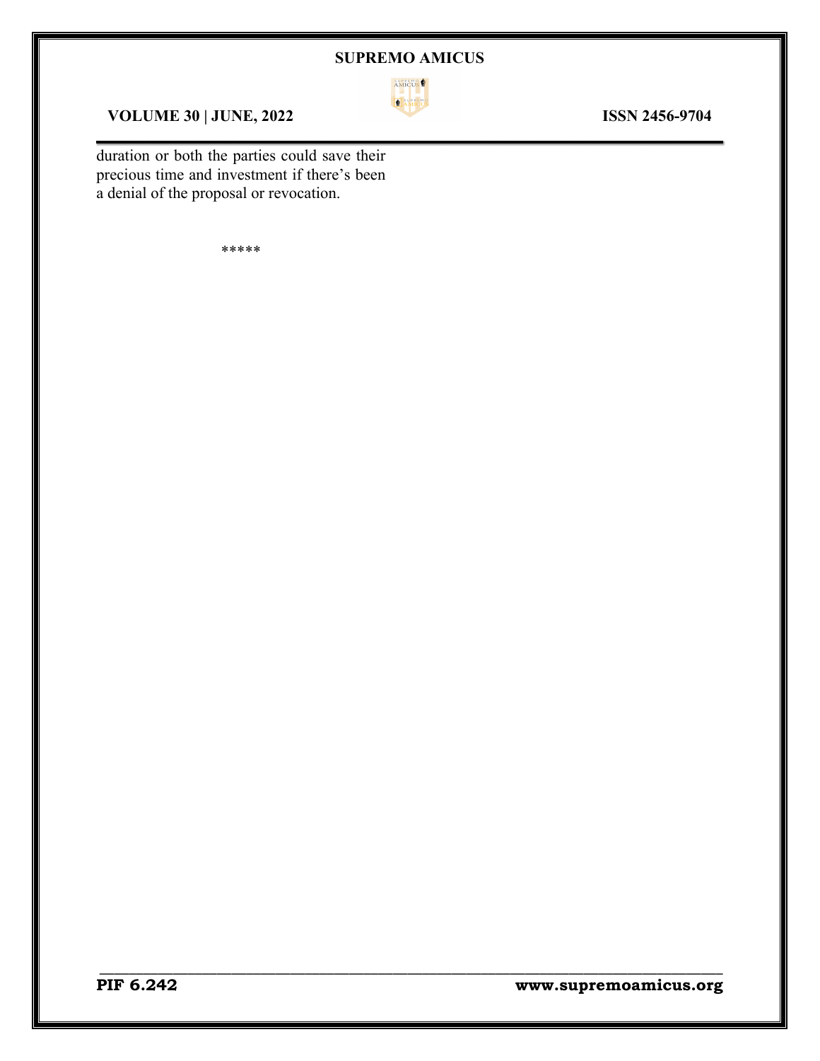duration or both the parties could save their precious time and investment if there's been a denial of the proposal or revocation.

*****